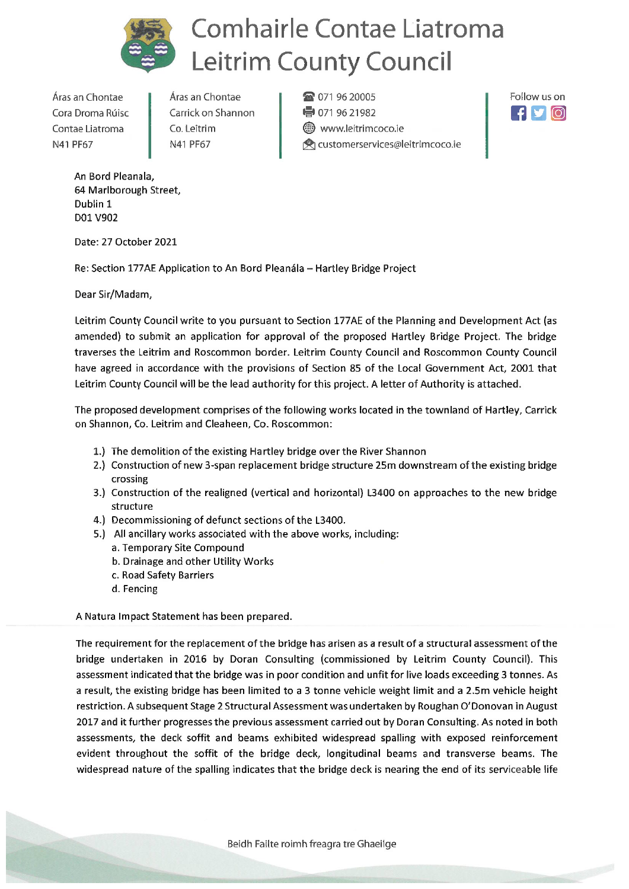# Comhairle Contae Liatroma
# Leitrim County Council

Áras an Chontae
Cora Droma Rúisc
Contae Liatroma
N41 PF67

Áras an Chontae
Carrick on Shannon
Co. Leitrim
N41 PF67

071 96 20005
071 96 21982
www.leitrimcoco.ie
customerservices@leitrimcoco.ie

Follow us on

An Bord Pleanala,
64 Marlborough Street,
Dublin 1
D01 V902

Date: 27 October 2021

Re: Section 177AE Application to An Bord Pleanála – Hartley Bridge Project

Dear Sir/Madam,

Leitrim County Council write to you pursuant to Section 177AE of the Planning and Development Act (as amended) to submit an application for approval of the proposed Hartley Bridge Project. The bridge traverses the Leitrim and Roscommon border. Leitrim County Council and Roscommon County Council have agreed in accordance with the provisions of Section 85 of the Local Government Act, 2001 that Leitrim County Council will be the lead authority for this project. A letter of Authority is attached.

The proposed development comprises of the following works located in the townland of Hartley, Carrick on Shannon, Co. Leitrim and Cleaheen, Co. Roscommon:

1.) The demolition of the existing Hartley bridge over the River Shannon
2.) Construction of new 3-span replacement bridge structure 25m downstream of the existing bridge crossing
3.) Construction of the realigned (vertical and horizontal) L3400 on approaches to the new bridge structure
4.) Decommissioning of defunct sections of the L3400.
5.) All ancillary works associated with the above works, including:
    a. Temporary Site Compound
    b. Drainage and other Utility Works
    c. Road Safety Barriers
    d. Fencing

A Natura Impact Statement has been prepared.

The requirement for the replacement of the bridge has arisen as a result of a structural assessment of the bridge undertaken in 2016 by Doran Consulting (commissioned by Leitrim County Council). This assessment indicated that the bridge was in poor condition and unfit for live loads exceeding 3 tonnes. As a result, the existing bridge has been limited to a 3 tonne vehicle weight limit and a 2.5m vehicle height restriction. A subsequent Stage 2 Structural Assessment was undertaken by Roughan O'Donovan in August 2017 and it further progresses the previous assessment carried out by Doran Consulting. As noted in both assessments, the deck soffit and beams exhibited widespread spalling with exposed reinforcement evident throughout the soffit of the bridge deck, longitudinal beams and transverse beams. The widespread nature of the spalling indicates that the bridge deck is nearing the end of its serviceable life

Beidh Failte roimh freagra tre Ghaeilge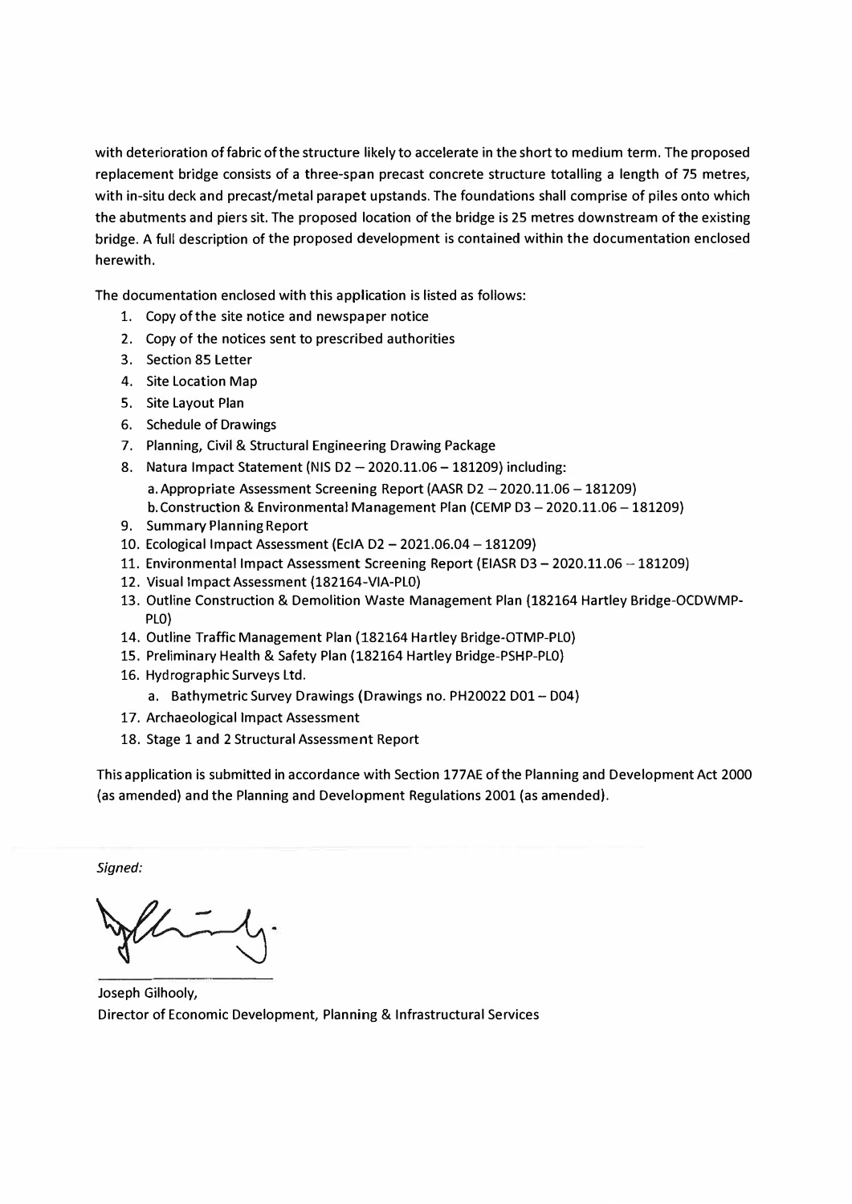with deterioration of fabric of the structure likely to accelerate in the short to medium term. The proposed replacement bridge consists of a three-span precast concrete structure totalling a length of 75 metres, with in-situ deck and precast/metal parapet upstands. The foundations shall comprise of piles onto which the abutments and piers sit. The proposed location of the bridge is 25 metres downstream of the existing bridge. A full description of the proposed development is contained within the documentation enclosed herewith.

The documentation enclosed with this application is listed as follows:

1. Copy of the site notice and newspaper notice
2. Copy of the notices sent to prescribed authorities
3. Section 85 Letter
4. Site Location Map
5. Site Layout Plan
6. Schedule of Drawings
7. Planning, Civil & Structural Engineering Drawing Package
8. Natura Impact Statement (NIS D2 – 2020.11.06 – 181209) including:
   a. Appropriate Assessment Screening Report (AASR D2 – 2020.11.06 – 181209)
   b. Construction & Environmental Management Plan (CEMP D3 – 2020.11.06 – 181209)
9. Summary Planning Report
10. Ecological Impact Assessment (EcIA D2 – 2021.06.04 – 181209)
11. Environmental Impact Assessment Screening Report (EIASR D3 – 2020.11.06 – 181209)
12. Visual Impact Assessment (182164-VIA-PL0)
13. Outline Construction & Demolition Waste Management Plan (182164 Hartley Bridge-OCDWMP-PL0)
14. Outline Traffic Management Plan (182164 Hartley Bridge-OTMP-PL0)
15. Preliminary Health & Safety Plan (182164 Hartley Bridge-PSHP-PL0)
16. Hydrographic Surveys Ltd.
    a. Bathymetric Survey Drawings (Drawings no. PH20022 D01 – D04)
17. Archaeological Impact Assessment
18. Stage 1 and 2 Structural Assessment Report

This application is submitted in accordance with Section 177AE of the Planning and Development Act 2000 (as amended) and the Planning and Development Regulations 2001 (as amended).

*Signed:*

Joseph Gilhooly,
Director of Economic Development, Planning & Infrastructural Services